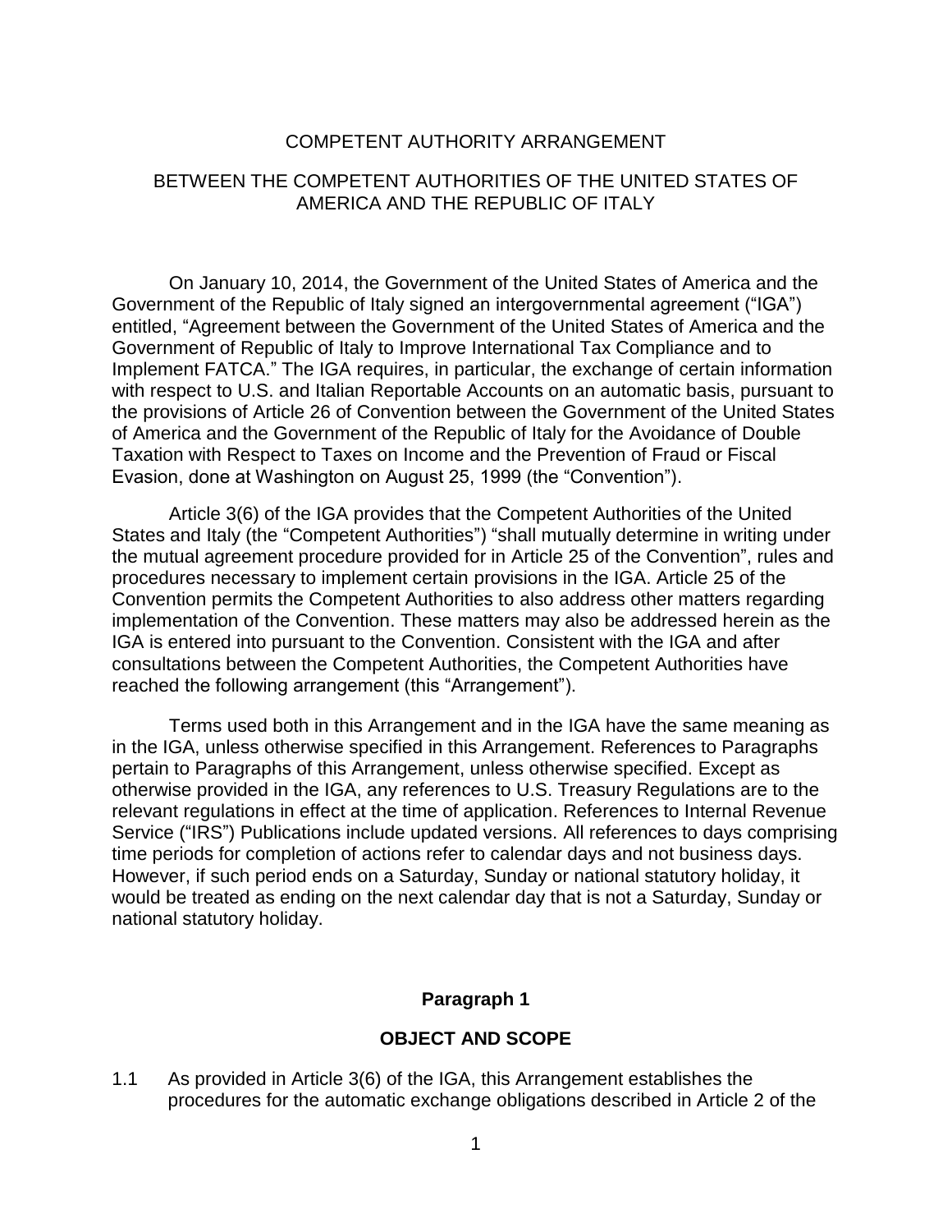# COMPETENT AUTHORITY ARRANGEMENT

## BETWEEN THE COMPETENT AUTHORITIES OF THE UNITED STATES OF AMERICA AND THE REPUBLIC OF ITALY

On January 10, 2014, the Government of the United States of America and the Government of the Republic of Italy signed an intergovernmental agreement ("IGA") entitled, "Agreement between the Government of the United States of America and the Government of Republic of Italy to Improve International Tax Compliance and to Implement FATCA." The IGA requires, in particular, the exchange of certain information with respect to U.S. and Italian Reportable Accounts on an automatic basis, pursuant to the provisions of Article 26 of Convention between the Government of the United States of America and the Government of the Republic of Italy for the Avoidance of Double Taxation with Respect to Taxes on Income and the Prevention of Fraud or Fiscal Evasion, done at Washington on August 25, 1999 (the "Convention").

Article 3(6) of the IGA provides that the Competent Authorities of the United States and Italy (the "Competent Authorities") "shall mutually determine in writing under the mutual agreement procedure provided for in Article 25 of the Convention", rules and procedures necessary to implement certain provisions in the IGA. Article 25 of the Convention permits the Competent Authorities to also address other matters regarding implementation of the Convention. These matters may also be addressed herein as the IGA is entered into pursuant to the Convention. Consistent with the IGA and after consultations between the Competent Authorities, the Competent Authorities have reached the following arrangement (this "Arrangement").

Terms used both in this Arrangement and in the IGA have the same meaning as in the IGA, unless otherwise specified in this Arrangement. References to Paragraphs pertain to Paragraphs of this Arrangement, unless otherwise specified. Except as otherwise provided in the IGA, any references to U.S. Treasury Regulations are to the relevant regulations in effect at the time of application. References to Internal Revenue Service ("IRS") Publications include updated versions. All references to days comprising time periods for completion of actions refer to calendar days and not business days. However, if such period ends on a Saturday, Sunday or national statutory holiday, it would be treated as ending on the next calendar day that is not a Saturday, Sunday or national statutory holiday.

### Paragraph 1

### OBJECT AND SCOPE

1.1 As provided in Article 3(6) of the IGA, this Arrangement establishes the procedures for the automatic exchange obligations described in Article 2 of the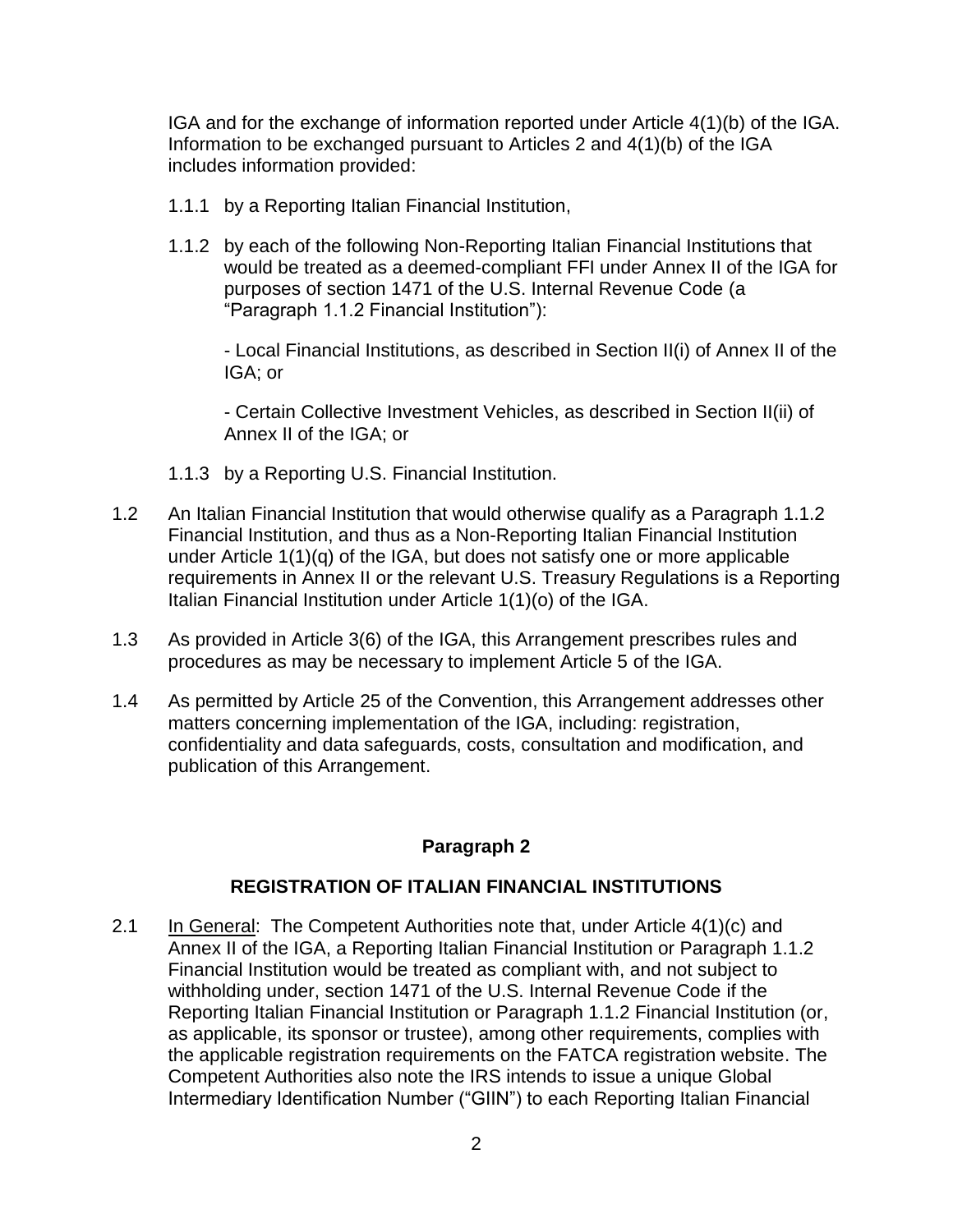IGA and for the exchange of information reported under Article 4(1)(b) of the IGA. Information to be exchanged pursuant to Articles 2 and 4(1)(b) of the IGA includes information provided:

1.1.1 by a Reporting Italian Financial Institution,

1.1.2 by each of the following Non-Reporting Italian Financial Institutions that would be treated as a deemed-compliant FFI under Annex II of the IGA for purposes of section 1471 of the U.S. Internal Revenue Code (a "Paragraph 1.1.2 Financial Institution"):

- Local Financial Institutions, as described in Section II(i) of Annex II of the IGA; or

- Certain Collective Investment Vehicles, as described in Section II(ii) of Annex II of the IGA; or

1.1.3 by a Reporting U.S. Financial Institution.

1.2 An Italian Financial Institution that would otherwise qualify as a Paragraph 1.1.2 Financial Institution, and thus as a Non-Reporting Italian Financial Institution under Article 1(1)(q) of the IGA, but does not satisfy one or more applicable requirements in Annex II or the relevant U.S. Treasury Regulations is a Reporting Italian Financial Institution under Article 1(1)(o) of the IGA.

1.3 As provided in Article 3(6) of the IGA, this Arrangement prescribes rules and procedures as may be necessary to implement Article 5 of the IGA.

1.4 As permitted by Article 25 of the Convention, this Arrangement addresses other matters concerning implementation of the IGA, including: registration, confidentiality and data safeguards, costs, consultation and modification, and publication of this Arrangement.

## Paragraph 2

## REGISTRATION OF ITALIAN FINANCIAL INSTITUTIONS

2.1 In General: The Competent Authorities note that, under Article 4(1)(c) and Annex II of the IGA, a Reporting Italian Financial Institution or Paragraph 1.1.2 Financial Institution would be treated as compliant with, and not subject to withholding under, section 1471 of the U.S. Internal Revenue Code if the Reporting Italian Financial Institution or Paragraph 1.1.2 Financial Institution (or, as applicable, its sponsor or trustee), among other requirements, complies with the applicable registration requirements on the FATCA registration website. The Competent Authorities also note the IRS intends to issue a unique Global Intermediary Identification Number ("GIIN") to each Reporting Italian Financial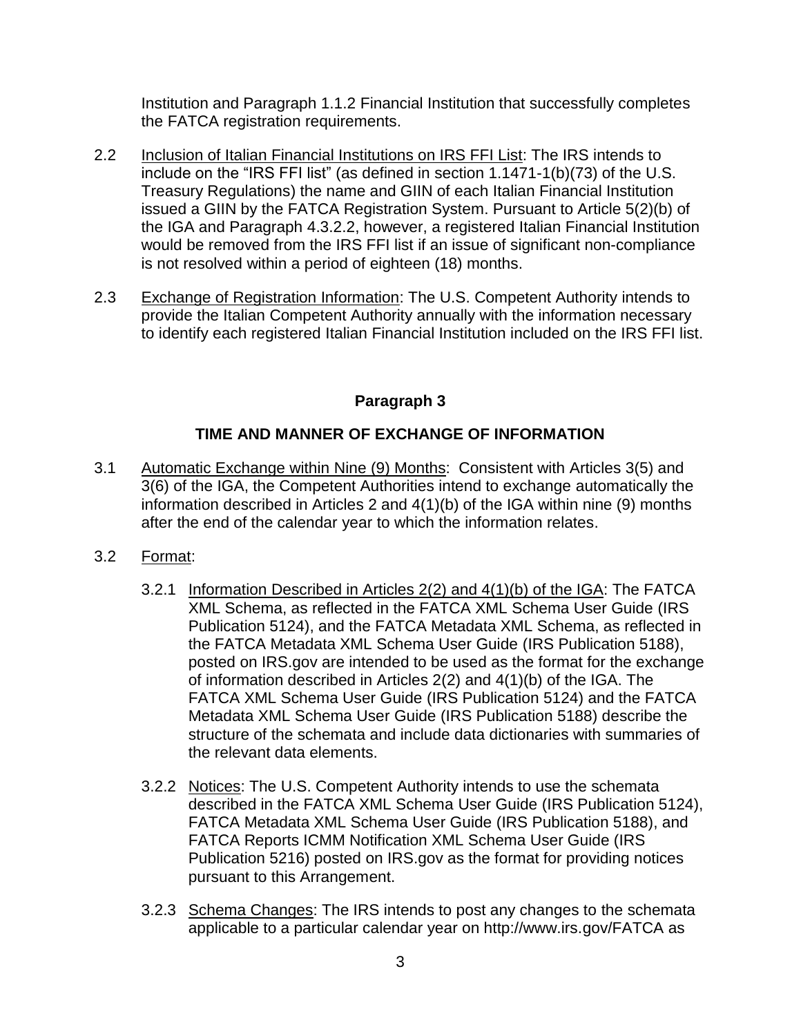Institution and Paragraph 1.1.2 Financial Institution that successfully completes the FATCA registration requirements.

2.2 Inclusion of Italian Financial Institutions on IRS FFI List: The IRS intends to include on the "IRS FFI list" (as defined in section 1.1471-1(b)(73) of the U.S. Treasury Regulations) the name and GIIN of each Italian Financial Institution issued a GIIN by the FATCA Registration System. Pursuant to Article 5(2)(b) of the IGA and Paragraph 4.3.2.2, however, a registered Italian Financial Institution would be removed from the IRS FFI list if an issue of significant non-compliance is not resolved within a period of eighteen (18) months.

2.3 Exchange of Registration Information: The U.S. Competent Authority intends to provide the Italian Competent Authority annually with the information necessary to identify each registered Italian Financial Institution included on the IRS FFI list.

## Paragraph 3

## TIME AND MANNER OF EXCHANGE OF INFORMATION

3.1 Automatic Exchange within Nine (9) Months: Consistent with Articles 3(5) and 3(6) of the IGA, the Competent Authorities intend to exchange automatically the information described in Articles 2 and 4(1)(b) of the IGA within nine (9) months after the end of the calendar year to which the information relates.

3.2 Format:

3.2.1 Information Described in Articles 2(2) and 4(1)(b) of the IGA: The FATCA XML Schema, as reflected in the FATCA XML Schema User Guide (IRS Publication 5124), and the FATCA Metadata XML Schema, as reflected in the FATCA Metadata XML Schema User Guide (IRS Publication 5188), posted on IRS.gov are intended to be used as the format for the exchange of information described in Articles 2(2) and 4(1)(b) of the IGA. The FATCA XML Schema User Guide (IRS Publication 5124) and the FATCA Metadata XML Schema User Guide (IRS Publication 5188) describe the structure of the schemata and include data dictionaries with summaries of the relevant data elements.

3.2.2 Notices: The U.S. Competent Authority intends to use the schemata described in the FATCA XML Schema User Guide (IRS Publication 5124), FATCA Metadata XML Schema User Guide (IRS Publication 5188), and FATCA Reports ICMM Notification XML Schema User Guide (IRS Publication 5216) posted on IRS.gov as the format for providing notices pursuant to this Arrangement.

3.2.3 Schema Changes: The IRS intends to post any changes to the schemata applicable to a particular calendar year on http://www.irs.gov/FATCA as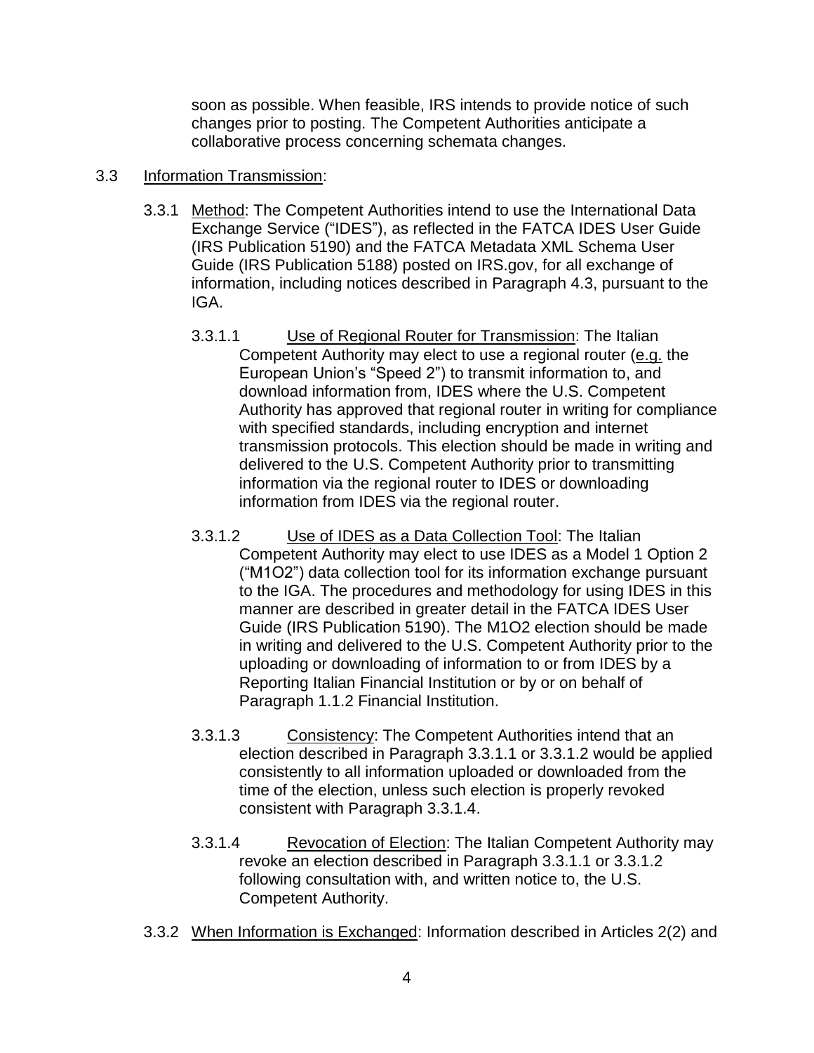soon as possible. When feasible, IRS intends to provide notice of such changes prior to posting. The Competent Authorities anticipate a collaborative process concerning schemata changes.

3.3 Information Transmission:

3.3.1 Method: The Competent Authorities intend to use the International Data Exchange Service ("IDES"), as reflected in the FATCA IDES User Guide (IRS Publication 5190) and the FATCA Metadata XML Schema User Guide (IRS Publication 5188) posted on IRS.gov, for all exchange of information, including notices described in Paragraph 4.3, pursuant to the IGA.

3.3.1.1 Use of Regional Router for Transmission: The Italian Competent Authority may elect to use a regional router (e.g. the European Union's "Speed 2") to transmit information to, and download information from, IDES where the U.S. Competent Authority has approved that regional router in writing for compliance with specified standards, including encryption and internet transmission protocols. This election should be made in writing and delivered to the U.S. Competent Authority prior to transmitting information via the regional router to IDES or downloading information from IDES via the regional router.

3.3.1.2 Use of IDES as a Data Collection Tool: The Italian Competent Authority may elect to use IDES as a Model 1 Option 2 ("M1O2") data collection tool for its information exchange pursuant to the IGA. The procedures and methodology for using IDES in this manner are described in greater detail in the FATCA IDES User Guide (IRS Publication 5190). The M1O2 election should be made in writing and delivered to the U.S. Competent Authority prior to the uploading or downloading of information to or from IDES by a Reporting Italian Financial Institution or by or on behalf of Paragraph 1.1.2 Financial Institution.

3.3.1.3 Consistency: The Competent Authorities intend that an election described in Paragraph 3.3.1.1 or 3.3.1.2 would be applied consistently to all information uploaded or downloaded from the time of the election, unless such election is properly revoked consistent with Paragraph 3.3.1.4.

3.3.1.4 Revocation of Election: The Italian Competent Authority may revoke an election described in Paragraph 3.3.1.1 or 3.3.1.2 following consultation with, and written notice to, the U.S. Competent Authority.

3.3.2 When Information is Exchanged: Information described in Articles 2(2) and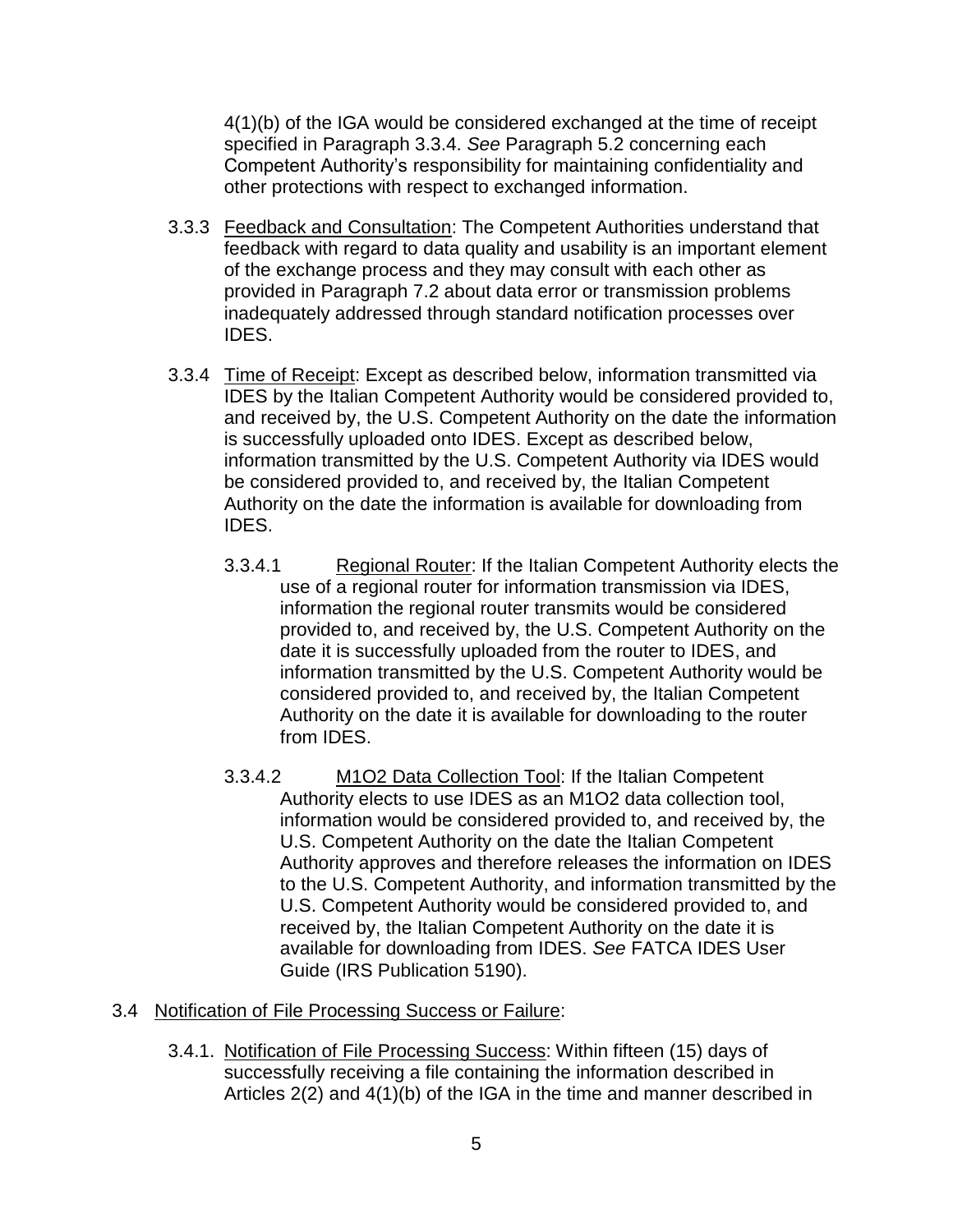4(1)(b) of the IGA would be considered exchanged at the time of receipt specified in Paragraph 3.3.4. *See* Paragraph 5.2 concerning each Competent Authority's responsibility for maintaining confidentiality and other protections with respect to exchanged information.

3.3.3 Feedback and Consultation: The Competent Authorities understand that feedback with regard to data quality and usability is an important element of the exchange process and they may consult with each other as provided in Paragraph 7.2 about data error or transmission problems inadequately addressed through standard notification processes over IDES.

3.3.4 Time of Receipt: Except as described below, information transmitted via IDES by the Italian Competent Authority would be considered provided to, and received by, the U.S. Competent Authority on the date the information is successfully uploaded onto IDES. Except as described below, information transmitted by the U.S. Competent Authority via IDES would be considered provided to, and received by, the Italian Competent Authority on the date the information is available for downloading from IDES.

3.3.4.1 Regional Router: If the Italian Competent Authority elects the use of a regional router for information transmission via IDES, information the regional router transmits would be considered provided to, and received by, the U.S. Competent Authority on the date it is successfully uploaded from the router to IDES, and information transmitted by the U.S. Competent Authority would be considered provided to, and received by, the Italian Competent Authority on the date it is available for downloading to the router from IDES.

3.3.4.2 M1O2 Data Collection Tool: If the Italian Competent Authority elects to use IDES as an M1O2 data collection tool, information would be considered provided to, and received by, the U.S. Competent Authority on the date the Italian Competent Authority approves and therefore releases the information on IDES to the U.S. Competent Authority, and information transmitted by the U.S. Competent Authority would be considered provided to, and received by, the Italian Competent Authority on the date it is available for downloading from IDES. *See* FATCA IDES User Guide (IRS Publication 5190).

3.4 Notification of File Processing Success or Failure:

3.4.1. Notification of File Processing Success: Within fifteen (15) days of successfully receiving a file containing the information described in Articles 2(2) and 4(1)(b) of the IGA in the time and manner described in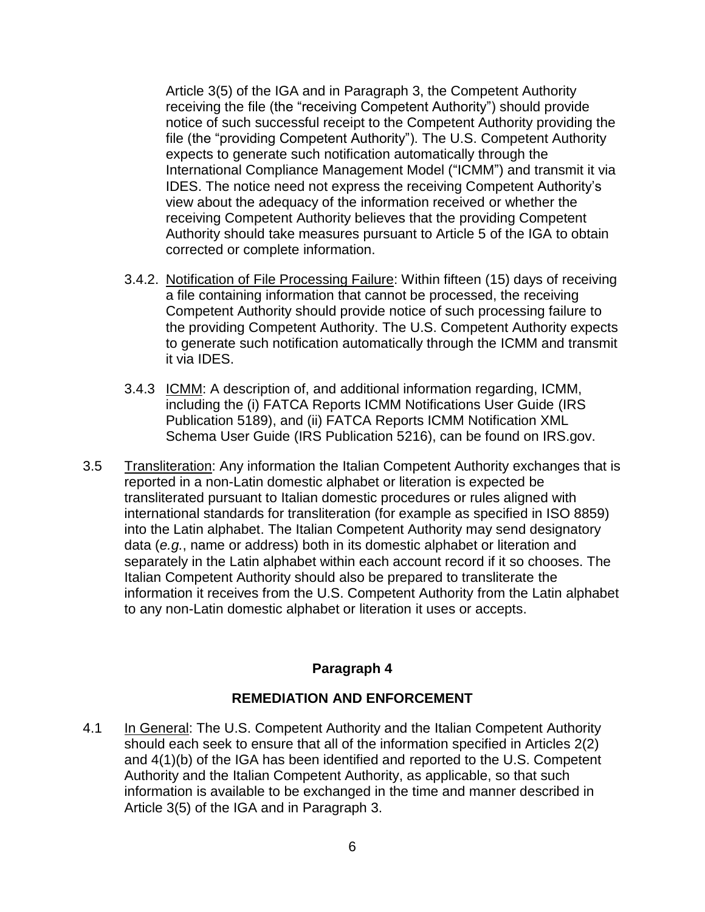Article 3(5) of the IGA and in Paragraph 3, the Competent Authority receiving the file (the "receiving Competent Authority") should provide notice of such successful receipt to the Competent Authority providing the file (the "providing Competent Authority"). The U.S. Competent Authority expects to generate such notification automatically through the International Compliance Management Model ("ICMM") and transmit it via IDES. The notice need not express the receiving Competent Authority's view about the adequacy of the information received or whether the receiving Competent Authority believes that the providing Competent Authority should take measures pursuant to Article 5 of the IGA to obtain corrected or complete information.

3.4.2. Notification of File Processing Failure: Within fifteen (15) days of receiving a file containing information that cannot be processed, the receiving Competent Authority should provide notice of such processing failure to the providing Competent Authority. The U.S. Competent Authority expects to generate such notification automatically through the ICMM and transmit it via IDES.

3.4.3 ICMM: A description of, and additional information regarding, ICMM, including the (i) FATCA Reports ICMM Notifications User Guide (IRS Publication 5189), and (ii) FATCA Reports ICMM Notification XML Schema User Guide (IRS Publication 5216), can be found on IRS.gov.

3.5 Transliteration: Any information the Italian Competent Authority exchanges that is reported in a non-Latin domestic alphabet or literation is expected be transliterated pursuant to Italian domestic procedures or rules aligned with international standards for transliteration (for example as specified in ISO 8859) into the Latin alphabet. The Italian Competent Authority may send designatory data (*e.g.*, name or address) both in its domestic alphabet or literation and separately in the Latin alphabet within each account record if it so chooses. The Italian Competent Authority should also be prepared to transliterate the information it receives from the U.S. Competent Authority from the Latin alphabet to any non-Latin domestic alphabet or literation it uses or accepts.

## Paragraph 4

## REMEDIATION AND ENFORCEMENT

4.1 In General: The U.S. Competent Authority and the Italian Competent Authority should each seek to ensure that all of the information specified in Articles 2(2) and 4(1)(b) of the IGA has been identified and reported to the U.S. Competent Authority and the Italian Competent Authority, as applicable, so that such information is available to be exchanged in the time and manner described in Article 3(5) of the IGA and in Paragraph 3.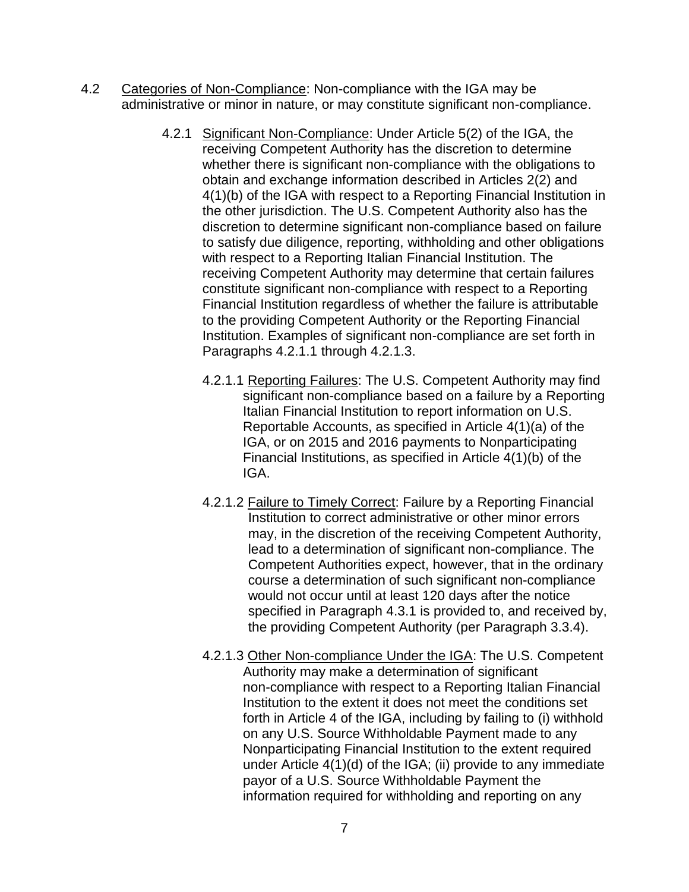4.2 Categories of Non-Compliance: Non-compliance with the IGA may be administrative or minor in nature, or may constitute significant non-compliance.

4.2.1 Significant Non-Compliance: Under Article 5(2) of the IGA, the receiving Competent Authority has the discretion to determine whether there is significant non-compliance with the obligations to obtain and exchange information described in Articles 2(2) and 4(1)(b) of the IGA with respect to a Reporting Financial Institution in the other jurisdiction. The U.S. Competent Authority also has the discretion to determine significant non-compliance based on failure to satisfy due diligence, reporting, withholding and other obligations with respect to a Reporting Italian Financial Institution. The receiving Competent Authority may determine that certain failures constitute significant non-compliance with respect to a Reporting Financial Institution regardless of whether the failure is attributable to the providing Competent Authority or the Reporting Financial Institution. Examples of significant non-compliance are set forth in Paragraphs 4.2.1.1 through 4.2.1.3.

4.2.1.1 Reporting Failures: The U.S. Competent Authority may find significant non-compliance based on a failure by a Reporting Italian Financial Institution to report information on U.S. Reportable Accounts, as specified in Article 4(1)(a) of the IGA, or on 2015 and 2016 payments to Nonparticipating Financial Institutions, as specified in Article 4(1)(b) of the IGA.

4.2.1.2 Failure to Timely Correct: Failure by a Reporting Financial Institution to correct administrative or other minor errors may, in the discretion of the receiving Competent Authority, lead to a determination of significant non-compliance. The Competent Authorities expect, however, that in the ordinary course a determination of such significant non-compliance would not occur until at least 120 days after the notice specified in Paragraph 4.3.1 is provided to, and received by, the providing Competent Authority (per Paragraph 3.3.4).

4.2.1.3 Other Non-compliance Under the IGA: The U.S. Competent Authority may make a determination of significant non-compliance with respect to a Reporting Italian Financial Institution to the extent it does not meet the conditions set forth in Article 4 of the IGA, including by failing to (i) withhold on any U.S. Source Withholdable Payment made to any Nonparticipating Financial Institution to the extent required under Article 4(1)(d) of the IGA; (ii) provide to any immediate payor of a U.S. Source Withholdable Payment the information required for withholding and reporting on any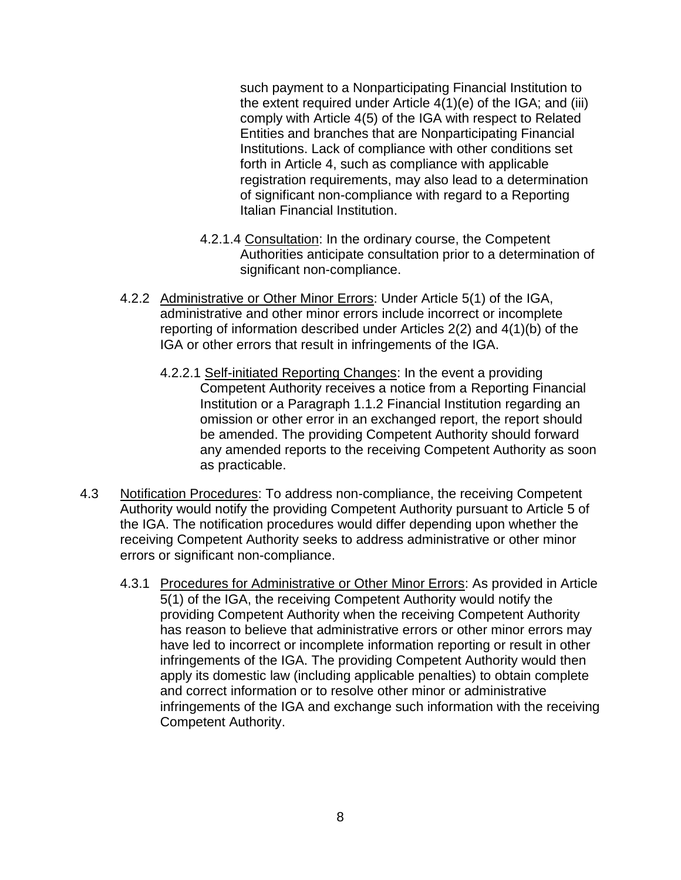such payment to a Nonparticipating Financial Institution to the extent required under Article 4(1)(e) of the IGA; and (iii) comply with Article 4(5) of the IGA with respect to Related Entities and branches that are Nonparticipating Financial Institutions. Lack of compliance with other conditions set forth in Article 4, such as compliance with applicable registration requirements, may also lead to a determination of significant non-compliance with regard to a Reporting Italian Financial Institution.

4.2.1.4 Consultation: In the ordinary course, the Competent Authorities anticipate consultation prior to a determination of significant non-compliance.

4.2.2 Administrative or Other Minor Errors: Under Article 5(1) of the IGA, administrative and other minor errors include incorrect or incomplete reporting of information described under Articles 2(2) and 4(1)(b) of the IGA or other errors that result in infringements of the IGA.

4.2.2.1 Self-initiated Reporting Changes: In the event a providing Competent Authority receives a notice from a Reporting Financial Institution or a Paragraph 1.1.2 Financial Institution regarding an omission or other error in an exchanged report, the report should be amended. The providing Competent Authority should forward any amended reports to the receiving Competent Authority as soon as practicable.

4.3 Notification Procedures: To address non-compliance, the receiving Competent Authority would notify the providing Competent Authority pursuant to Article 5 of the IGA. The notification procedures would differ depending upon whether the receiving Competent Authority seeks to address administrative or other minor errors or significant non-compliance.

4.3.1 Procedures for Administrative or Other Minor Errors: As provided in Article 5(1) of the IGA, the receiving Competent Authority would notify the providing Competent Authority when the receiving Competent Authority has reason to believe that administrative errors or other minor errors may have led to incorrect or incomplete information reporting or result in other infringements of the IGA. The providing Competent Authority would then apply its domestic law (including applicable penalties) to obtain complete and correct information or to resolve other minor or administrative infringements of the IGA and exchange such information with the receiving Competent Authority.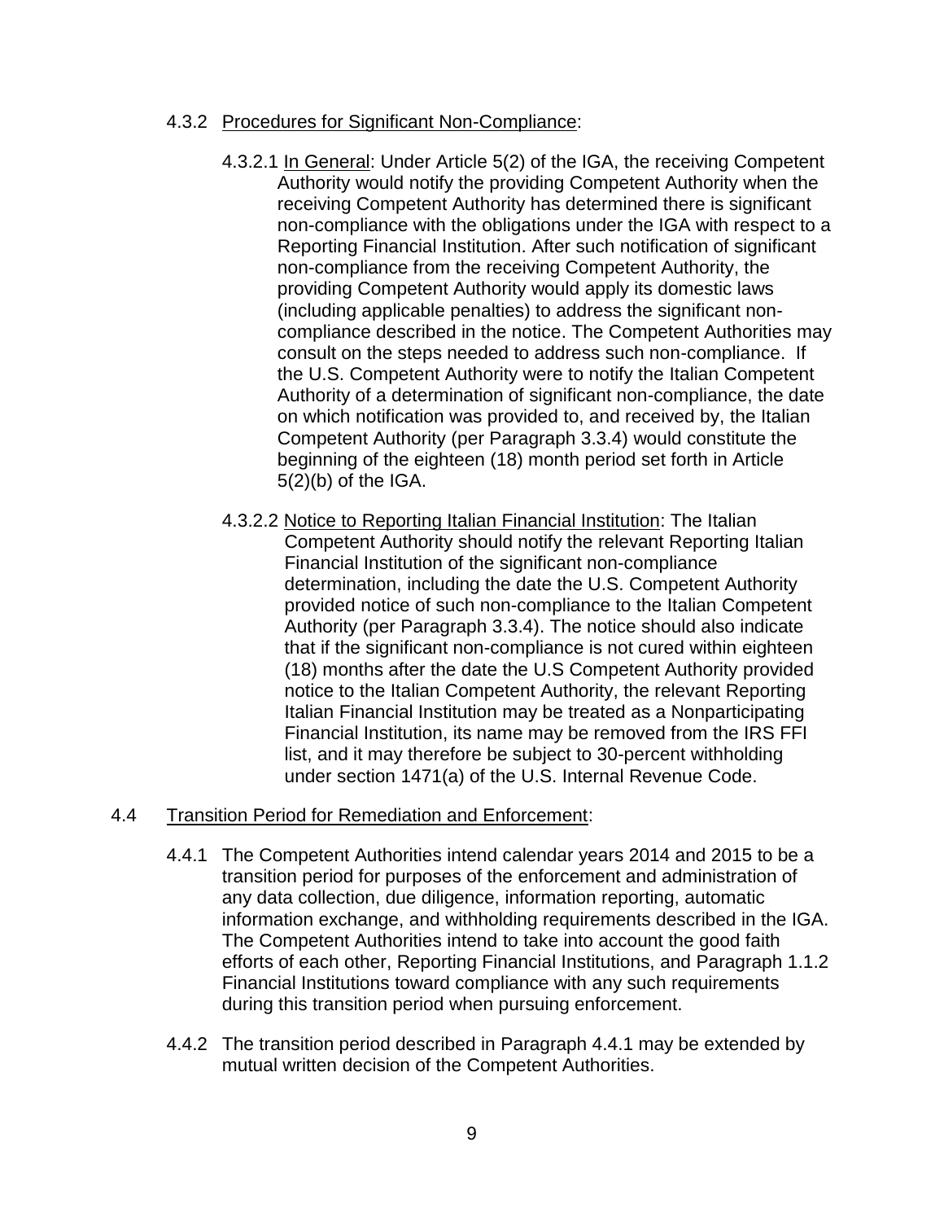4.3.2 Procedures for Significant Non-Compliance:

4.3.2.1 In General: Under Article 5(2) of the IGA, the receiving Competent Authority would notify the providing Competent Authority when the receiving Competent Authority has determined there is significant non-compliance with the obligations under the IGA with respect to a Reporting Financial Institution. After such notification of significant non-compliance from the receiving Competent Authority, the providing Competent Authority would apply its domestic laws (including applicable penalties) to address the significant non-compliance described in the notice. The Competent Authorities may consult on the steps needed to address such non-compliance. If the U.S. Competent Authority were to notify the Italian Competent Authority of a determination of significant non-compliance, the date on which notification was provided to, and received by, the Italian Competent Authority (per Paragraph 3.3.4) would constitute the beginning of the eighteen (18) month period set forth in Article 5(2)(b) of the IGA.

4.3.2.2 Notice to Reporting Italian Financial Institution: The Italian Competent Authority should notify the relevant Reporting Italian Financial Institution of the significant non-compliance determination, including the date the U.S. Competent Authority provided notice of such non-compliance to the Italian Competent Authority (per Paragraph 3.3.4). The notice should also indicate that if the significant non-compliance is not cured within eighteen (18) months after the date the U.S Competent Authority provided notice to the Italian Competent Authority, the relevant Reporting Italian Financial Institution may be treated as a Nonparticipating Financial Institution, its name may be removed from the IRS FFI list, and it may therefore be subject to 30-percent withholding under section 1471(a) of the U.S. Internal Revenue Code.

4.4 Transition Period for Remediation and Enforcement:

4.4.1 The Competent Authorities intend calendar years 2014 and 2015 to be a transition period for purposes of the enforcement and administration of any data collection, due diligence, information reporting, automatic information exchange, and withholding requirements described in the IGA. The Competent Authorities intend to take into account the good faith efforts of each other, Reporting Financial Institutions, and Paragraph 1.1.2 Financial Institutions toward compliance with any such requirements during this transition period when pursuing enforcement.

4.4.2 The transition period described in Paragraph 4.4.1 may be extended by mutual written decision of the Competent Authorities.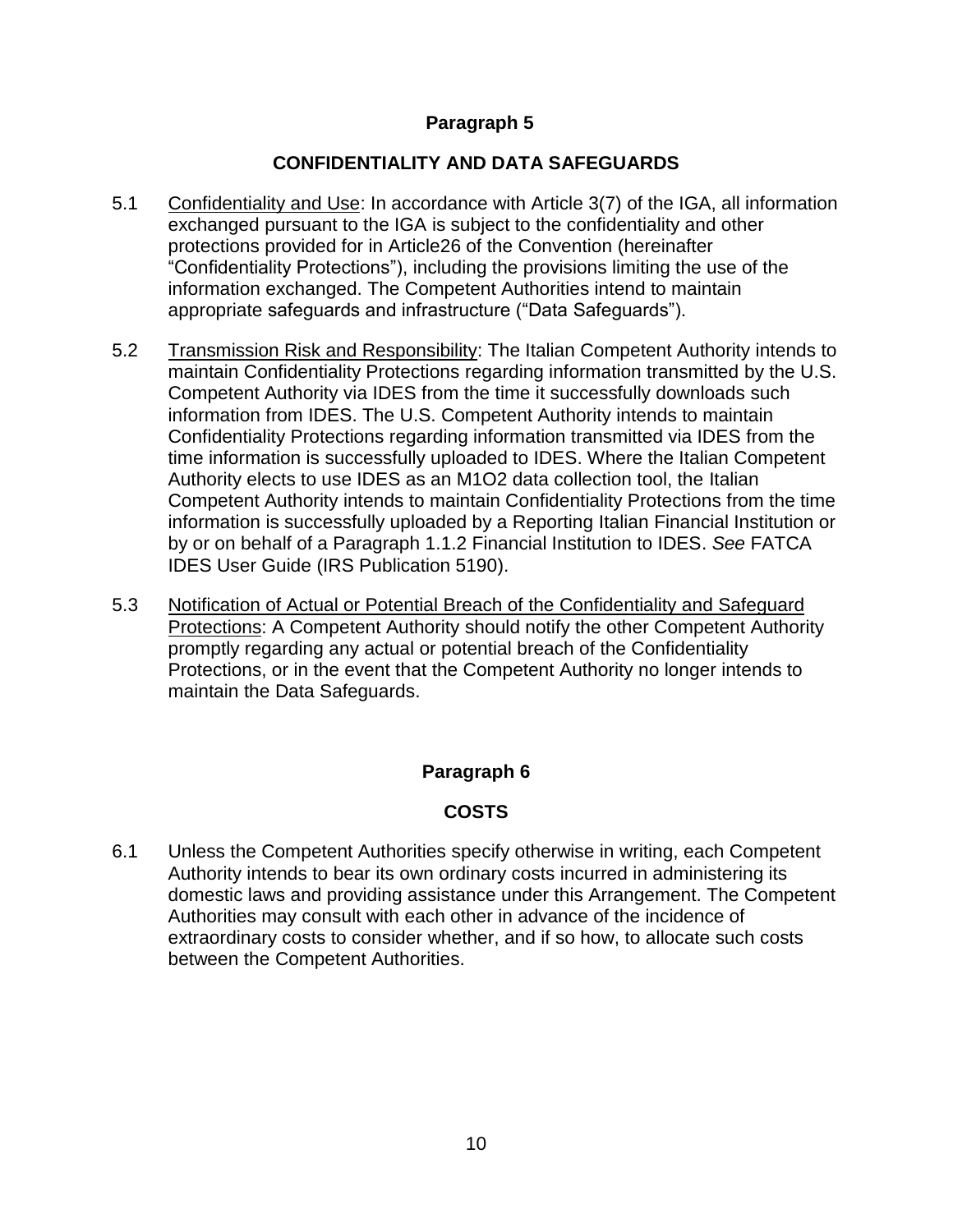## Paragraph 5

## CONFIDENTIALITY AND DATA SAFEGUARDS

5.1 Confidentiality and Use: In accordance with Article 3(7) of the IGA, all information exchanged pursuant to the IGA is subject to the confidentiality and other protections provided for in Article26 of the Convention (hereinafter "Confidentiality Protections"), including the provisions limiting the use of the information exchanged. The Competent Authorities intend to maintain appropriate safeguards and infrastructure ("Data Safeguards").

5.2 Transmission Risk and Responsibility: The Italian Competent Authority intends to maintain Confidentiality Protections regarding information transmitted by the U.S. Competent Authority via IDES from the time it successfully downloads such information from IDES. The U.S. Competent Authority intends to maintain Confidentiality Protections regarding information transmitted via IDES from the time information is successfully uploaded to IDES. Where the Italian Competent Authority elects to use IDES as an M1O2 data collection tool, the Italian Competent Authority intends to maintain Confidentiality Protections from the time information is successfully uploaded by a Reporting Italian Financial Institution or by or on behalf of a Paragraph 1.1.2 Financial Institution to IDES. *See* FATCA IDES User Guide (IRS Publication 5190).

5.3 Notification of Actual or Potential Breach of the Confidentiality and Safeguard Protections: A Competent Authority should notify the other Competent Authority promptly regarding any actual or potential breach of the Confidentiality Protections, or in the event that the Competent Authority no longer intends to maintain the Data Safeguards.

## Paragraph 6

## COSTS

6.1 Unless the Competent Authorities specify otherwise in writing, each Competent Authority intends to bear its own ordinary costs incurred in administering its domestic laws and providing assistance under this Arrangement. The Competent Authorities may consult with each other in advance of the incidence of extraordinary costs to consider whether, and if so how, to allocate such costs between the Competent Authorities.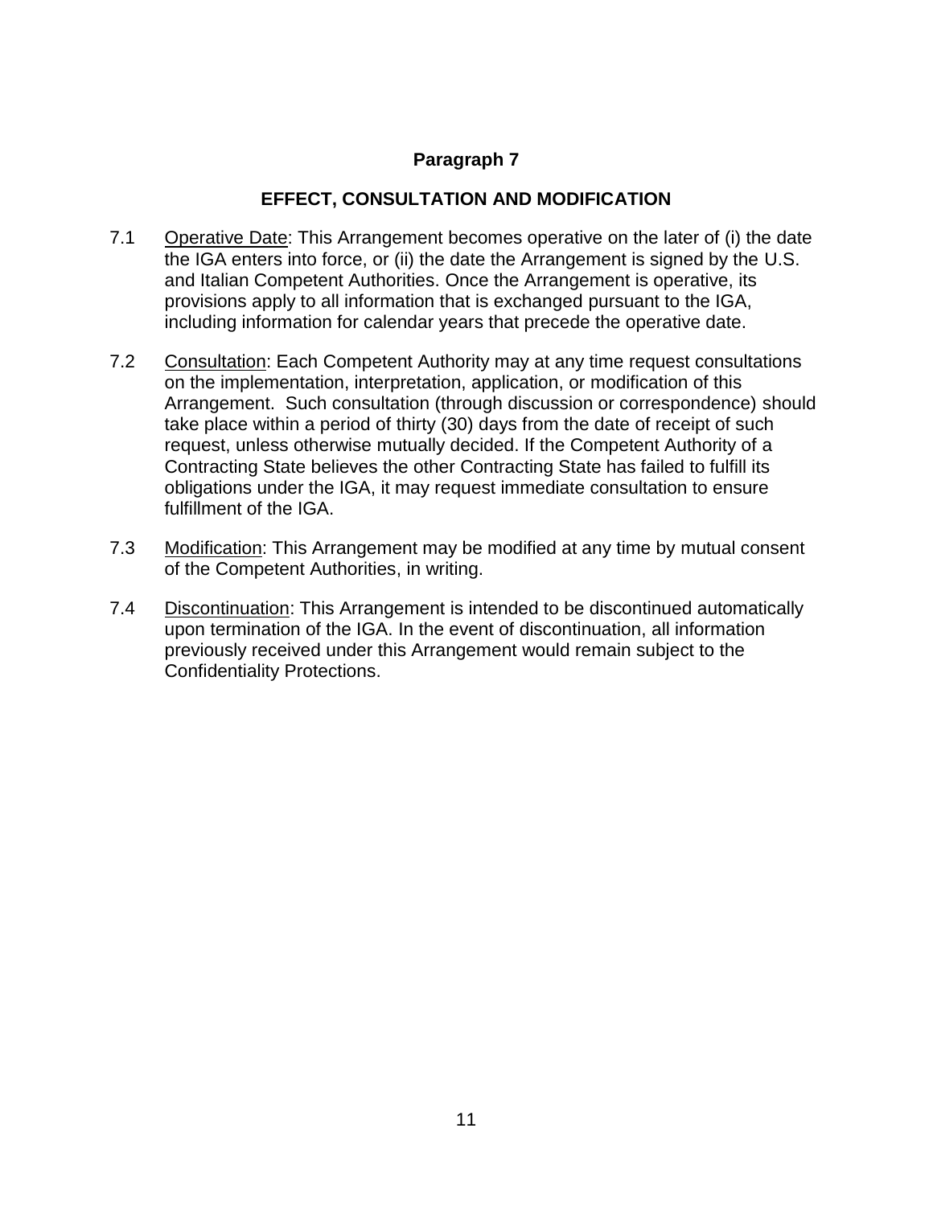## Paragraph 7

## EFFECT, CONSULTATION AND MODIFICATION

7.1 Operative Date: This Arrangement becomes operative on the later of (i) the date the IGA enters into force, or (ii) the date the Arrangement is signed by the U.S. and Italian Competent Authorities. Once the Arrangement is operative, its provisions apply to all information that is exchanged pursuant to the IGA, including information for calendar years that precede the operative date.

7.2 Consultation: Each Competent Authority may at any time request consultations on the implementation, interpretation, application, or modification of this Arrangement. Such consultation (through discussion or correspondence) should take place within a period of thirty (30) days from the date of receipt of such request, unless otherwise mutually decided. If the Competent Authority of a Contracting State believes the other Contracting State has failed to fulfill its obligations under the IGA, it may request immediate consultation to ensure fulfillment of the IGA.

7.3 Modification: This Arrangement may be modified at any time by mutual consent of the Competent Authorities, in writing.

7.4 Discontinuation: This Arrangement is intended to be discontinued automatically upon termination of the IGA. In the event of discontinuation, all information previously received under this Arrangement would remain subject to the Confidentiality Protections.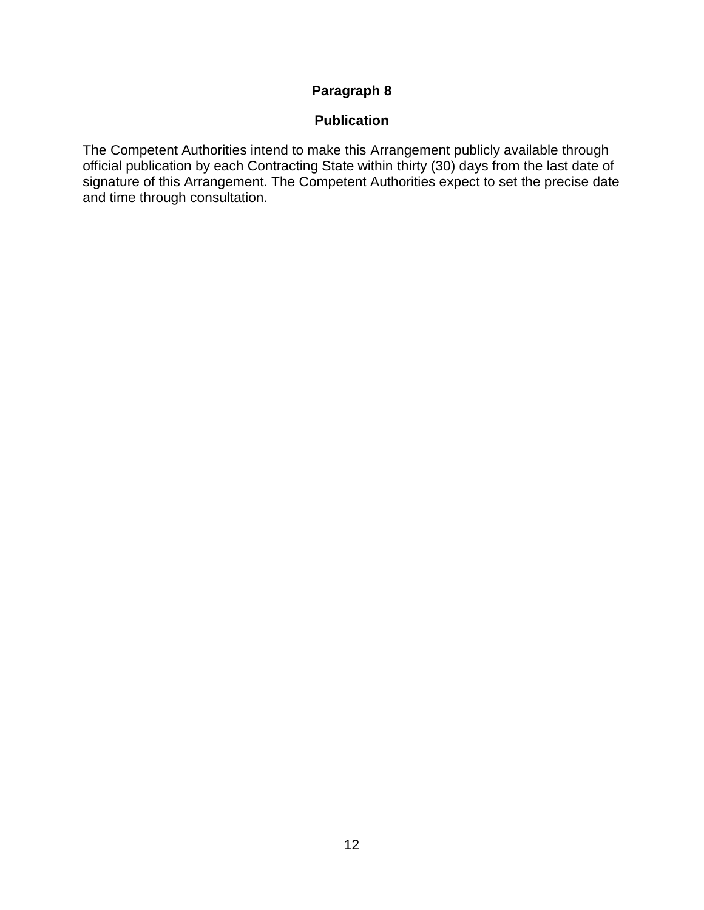## Paragraph 8

## Publication

The Competent Authorities intend to make this Arrangement publicly available through official publication by each Contracting State within thirty (30) days from the last date of signature of this Arrangement. The Competent Authorities expect to set the precise date and time through consultation.